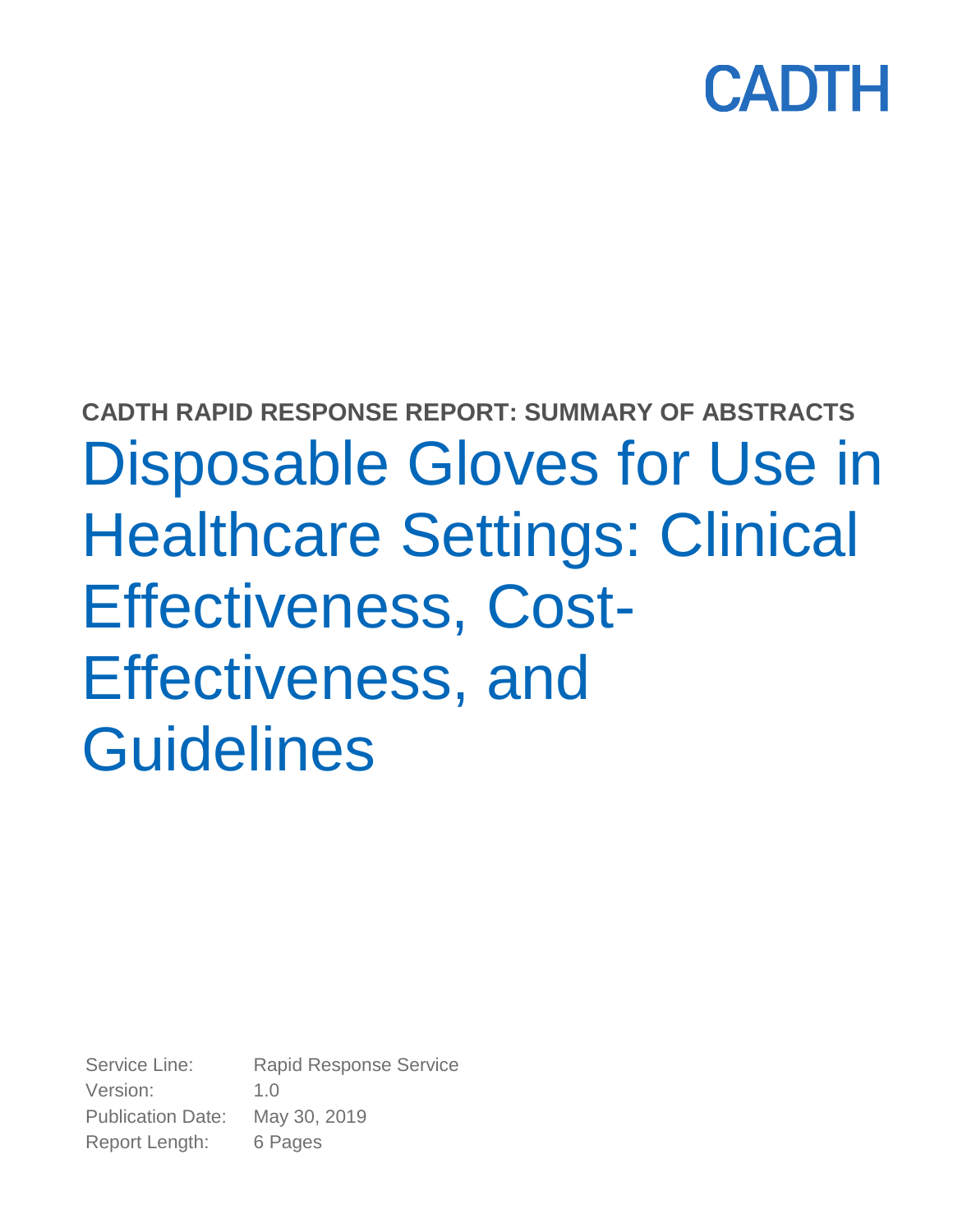CADTH

**CADTH RAPID RESPONSE REPORT: SUMMARY OF ABSTRACTS**

# Disposable Gloves for Use in Healthcare Settings: Clinical Effectiveness, Cost-Effectiveness, and Guidelines

Service Line: Rapid Response Service
Version: 1.0
Publication Date: May 30, 2019
Report Length: 6 Pages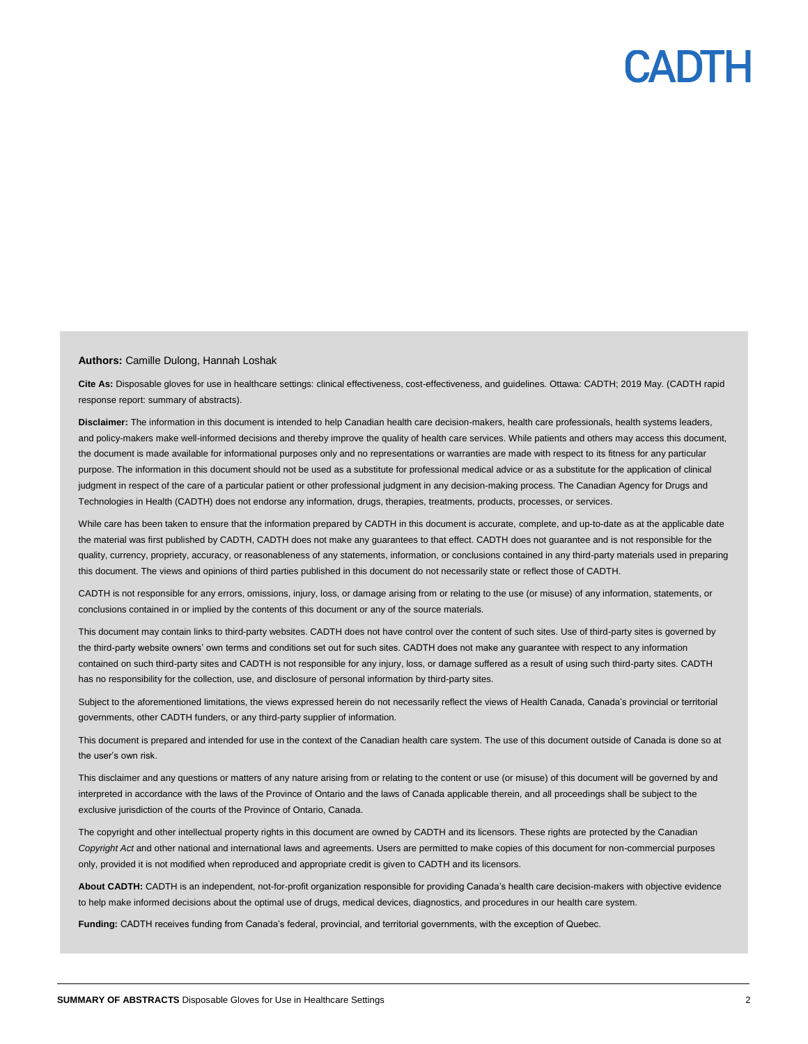**Authors:** Camille Dulong, Hannah Loshak

**Cite As:** Disposable gloves for use in healthcare settings: clinical effectiveness, cost-effectiveness, and guidelines*.* Ottawa: CADTH; 2019 May. (CADTH rapid response report: summary of abstracts).

**Disclaimer:** The information in this document is intended to help Canadian health care decision-makers, health care professionals, health systems leaders, and policy-makers make well-informed decisions and thereby improve the quality of health care services. While patients and others may access this document, the document is made available for informational purposes only and no representations or warranties are made with respect to its fitness for any particular purpose. The information in this document should not be used as a substitute for professional medical advice or as a substitute for the application of clinical judgment in respect of the care of a particular patient or other professional judgment in any decision-making process. The Canadian Agency for Drugs and Technologies in Health (CADTH) does not endorse any information, drugs, therapies, treatments, products, processes, or services.

While care has been taken to ensure that the information prepared by CADTH in this document is accurate, complete, and up-to-date as at the applicable date the material was first published by CADTH, CADTH does not make any guarantees to that effect. CADTH does not guarantee and is not responsible for the quality, currency, propriety, accuracy, or reasonableness of any statements, information, or conclusions contained in any third-party materials used in preparing this document. The views and opinions of third parties published in this document do not necessarily state or reflect those of CADTH.

CADTH is not responsible for any errors, omissions, injury, loss, or damage arising from or relating to the use (or misuse) of any information, statements, or conclusions contained in or implied by the contents of this document or any of the source materials.

This document may contain links to third-party websites. CADTH does not have control over the content of such sites. Use of third-party sites is governed by the third-party website owners' own terms and conditions set out for such sites. CADTH does not make any guarantee with respect to any information contained on such third-party sites and CADTH is not responsible for any injury, loss, or damage suffered as a result of using such third-party sites. CADTH has no responsibility for the collection, use, and disclosure of personal information by third-party sites.

Subject to the aforementioned limitations, the views expressed herein do not necessarily reflect the views of Health Canada, Canada's provincial or territorial governments, other CADTH funders, or any third-party supplier of information.

This document is prepared and intended for use in the context of the Canadian health care system. The use of this document outside of Canada is done so at the user's own risk.

This disclaimer and any questions or matters of any nature arising from or relating to the content or use (or misuse) of this document will be governed by and interpreted in accordance with the laws of the Province of Ontario and the laws of Canada applicable therein, and all proceedings shall be subject to the exclusive jurisdiction of the courts of the Province of Ontario, Canada.

The copyright and other intellectual property rights in this document are owned by CADTH and its licensors. These rights are protected by the Canadian *Copyright Act* and other national and international laws and agreements. Users are permitted to make copies of this document for non-commercial purposes only, provided it is not modified when reproduced and appropriate credit is given to CADTH and its licensors.

**About CADTH:** CADTH is an independent, not-for-profit organization responsible for providing Canada's health care decision-makers with objective evidence to help make informed decisions about the optimal use of drugs, medical devices, diagnostics, and procedures in our health care system.

**Funding:** CADTH receives funding from Canada's federal, provincial, and territorial governments, with the exception of Quebec.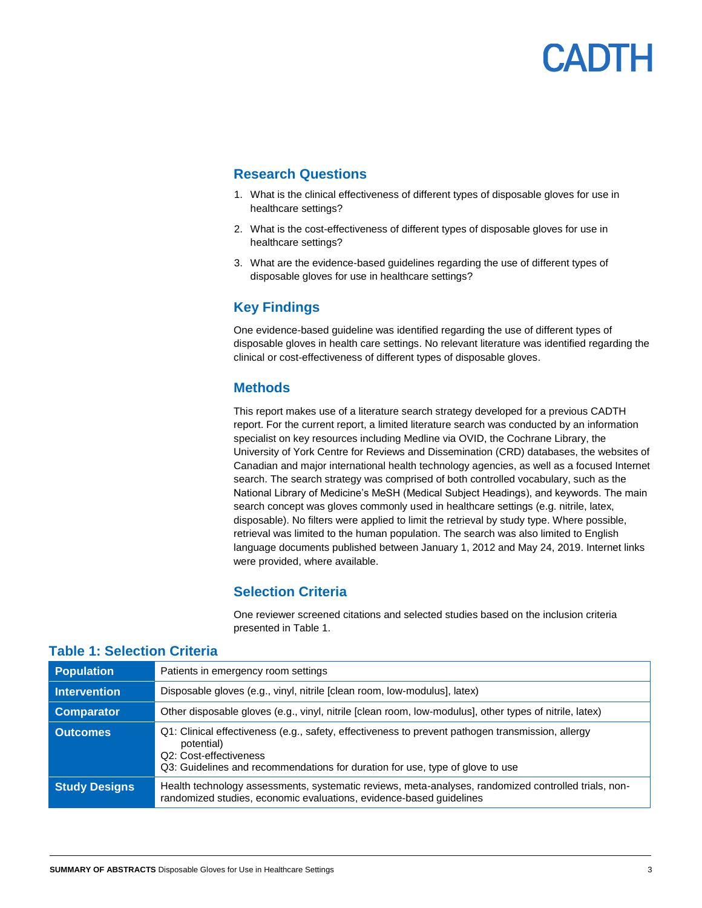## Research Questions

1. What is the clinical effectiveness of different types of disposable gloves for use in healthcare settings?
2. What is the cost-effectiveness of different types of disposable gloves for use in healthcare settings?
3. What are the evidence-based guidelines regarding the use of different types of disposable gloves for use in healthcare settings?

## Key Findings

One evidence-based guideline was identified regarding the use of different types of disposable gloves in health care settings. No relevant literature was identified regarding the clinical or cost-effectiveness of different types of disposable gloves.

## Methods

This report makes use of a literature search strategy developed for a previous CADTH report. For the current report, a limited literature search was conducted by an information specialist on key resources including Medline via OVID, the Cochrane Library, the University of York Centre for Reviews and Dissemination (CRD) databases, the websites of Canadian and major international health technology agencies, as well as a focused Internet search. The search strategy was comprised of both controlled vocabulary, such as the National Library of Medicine's MeSH (Medical Subject Headings), and keywords. The main search concept was gloves commonly used in healthcare settings (e.g. nitrile, latex, disposable). No filters were applied to limit the retrieval by study type. Where possible, retrieval was limited to the human population. The search was also limited to English language documents published between January 1, 2012 and May 24, 2019. Internet links were provided, where available.

## Selection Criteria

One reviewer screened citations and selected studies based on the inclusion criteria presented in Table 1.

### Table 1: Selection Criteria

| | |
|---|---|
| **Population** | Patients in emergency room settings |
| **Intervention** | Disposable gloves (e.g., vinyl, nitrile [clean room, low-modulus], latex) |
| **Comparator** | Other disposable gloves (e.g., vinyl, nitrile [clean room, low-modulus], other types of nitrile, latex) |
| **Outcomes** | Q1: Clinical effectiveness (e.g., safety, effectiveness to prevent pathogen transmission, allergy potential)<br>Q2: Cost-effectiveness<br>Q3: Guidelines and recommendations for duration for use, type of glove to use |
| **Study Designs** | Health technology assessments, systematic reviews, meta-analyses, randomized controlled trials, non-randomized studies, economic evaluations, evidence-based guidelines |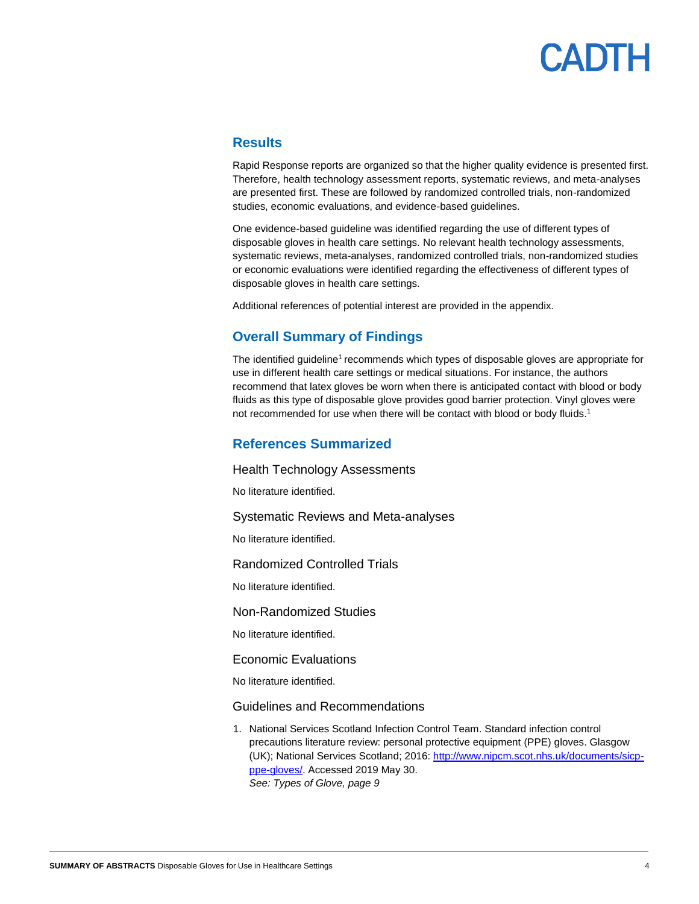## Results

Rapid Response reports are organized so that the higher quality evidence is presented first. Therefore, health technology assessment reports, systematic reviews, and meta-analyses are presented first. These are followed by randomized controlled trials, non-randomized studies, economic evaluations, and evidence-based guidelines.

One evidence-based guideline was identified regarding the use of different types of disposable gloves in health care settings. No relevant health technology assessments, systematic reviews, meta-analyses, randomized controlled trials, non-randomized studies or economic evaluations were identified regarding the effectiveness of different types of disposable gloves in health care settings.

Additional references of potential interest are provided in the appendix.

## Overall Summary of Findings

The identified guideline[1] recommends which types of disposable gloves are appropriate for use in different health care settings or medical situations. For instance, the authors recommend that latex gloves be worn when there is anticipated contact with blood or body fluids as this type of disposable glove provides good barrier protection. Vinyl gloves were not recommended for use when there will be contact with blood or body fluids.[1]

## References Summarized

### Health Technology Assessments

No literature identified.

### Systematic Reviews and Meta-analyses

No literature identified.

### Randomized Controlled Trials

No literature identified.

### Non-Randomized Studies

No literature identified.

### Economic Evaluations

No literature identified.

### Guidelines and Recommendations

1. National Services Scotland Infection Control Team. Standard infection control precautions literature review: personal protective equipment (PPE) gloves. Glasgow (UK); National Services Scotland; 2016: [http://www.nipcm.scot.nhs.uk/documents/sicp-ppe-gloves/](http://www.nipcm.scot.nhs.uk/documents/sicp-ppe-gloves/). Accessed 2019 May 30.
   *See: Types of Glove, page 9*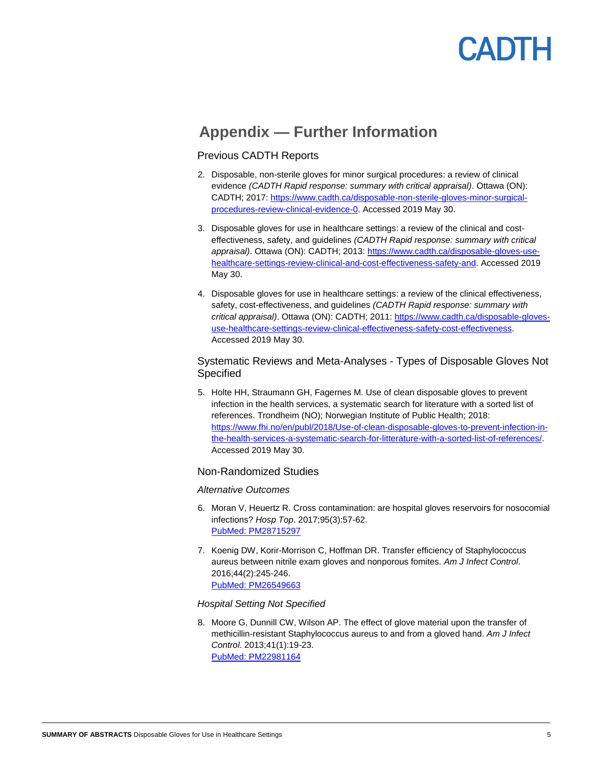## Appendix — Further Information

### Previous CADTH Reports

2. Disposable, non-sterile gloves for minor surgical procedures: a review of clinical evidence *(CADTH Rapid response: summary with critical appraisal)*. Ottawa (ON): CADTH; 2017: https://www.cadth.ca/disposable-non-sterile-gloves-minor-surgical-procedures-review-clinical-evidence-0. Accessed 2019 May 30.

3. Disposable gloves for use in healthcare settings: a review of the clinical and cost-effectiveness, safety, and guidelines *(CADTH Rapid response: summary with critical appraisal)*. Ottawa (ON): CADTH; 2013: https://www.cadth.ca/disposable-gloves-use-healthcare-settings-review-clinical-and-cost-effectiveness-safety-and. Accessed 2019 May 30.

4. Disposable gloves for use in healthcare settings: a review of the clinical effectiveness, safety, cost-effectiveness, and guidelines *(CADTH Rapid response: summary with critical appraisal)*. Ottawa (ON): CADTH; 2011: https://www.cadth.ca/disposable-gloves-use-healthcare-settings-review-clinical-effectiveness-safety-cost-effectiveness. Accessed 2019 May 30.

### Systematic Reviews and Meta-Analyses - Types of Disposable Gloves Not Specified

5. Holte HH, Straumann GH, Fagernes M. Use of clean disposable gloves to prevent infection in the health services, a systematic search for literature with a sorted list of references. Trondheim (NO); Norwegian Institute of Public Health; 2018: https://www.fhi.no/en/publ/2018/Use-of-clean-disposable-gloves-to-prevent-infection-in-the-health-services-a-systematic-search-for-litterature-with-a-sorted-list-of-references/. Accessed 2019 May 30.

### Non-Randomized Studies

*Alternative Outcomes*

6. Moran V, Heuertz R. Cross contamination: are hospital gloves reservoirs for nosocomial infections? *Hosp Top*. 2017;95(3):57-62.
   PubMed: PM28715297

7. Koenig DW, Korir-Morrison C, Hoffman DR. Transfer efficiency of Staphylococcus aureus between nitrile exam gloves and nonporous fomites. *Am J Infect Control*. 2016;44(2):245-246.
   PubMed: PM26549663

*Hospital Setting Not Specified*

8. Moore G, Dunnill CW, Wilson AP. The effect of glove material upon the transfer of methicillin-resistant Staphylococcus aureus to and from a gloved hand. *Am J Infect Control*. 2013;41(1):19-23.
   PubMed: PM22981164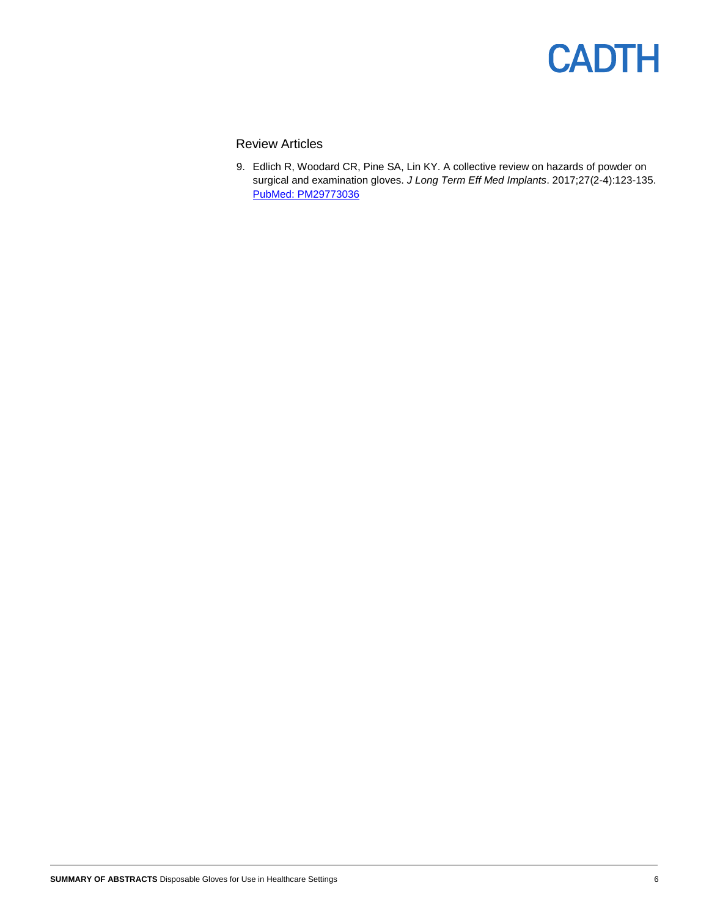## Review Articles

9. Edlich R, Woodard CR, Pine SA, Lin KY. A collective review on hazards of powder on surgical and examination gloves. *J Long Term Eff Med Implants*. 2017;27(2-4):123-135. [PubMed: PM29773036](https://www.ncbi.nlm.nih.gov/pubmed/29773036)